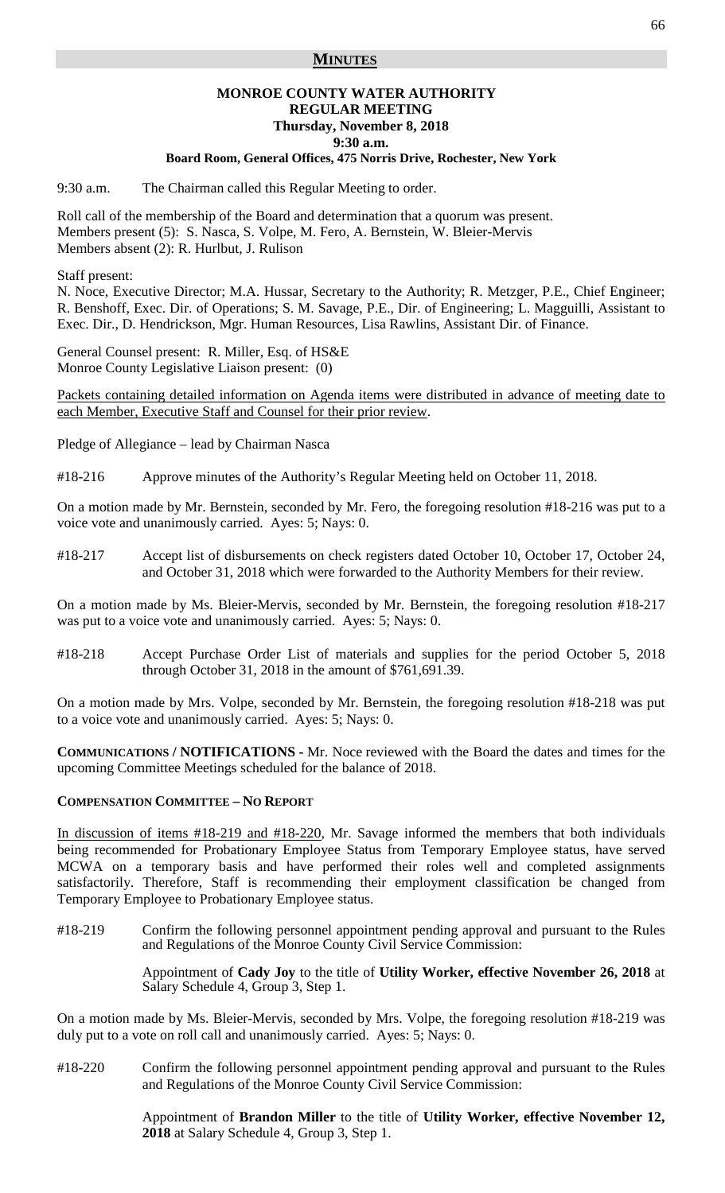## MINUTES

**MONROE COUNTY WATER AUTHORITY**
**REGULAR MEETING**
**Thursday, November 8, 2018**
**9:30 a.m.**
**Board Room, General Offices, 475 Norris Drive, Rochester, New York**

9:30 a.m. The Chairman called this Regular Meeting to order.

Roll call of the membership of the Board and determination that a quorum was present.
Members present (5): S. Nasca, S. Volpe, M. Fero, A. Bernstein, W. Bleier-Mervis
Members absent (2): R. Hurlbut, J. Rulison

Staff present:
N. Noce, Executive Director; M.A. Hussar, Secretary to the Authority; R. Metzger, P.E., Chief Engineer; R. Benshoff, Exec. Dir. of Operations; S. M. Savage, P.E., Dir. of Engineering; L. Magguilli, Assistant to Exec. Dir., D. Hendrickson, Mgr. Human Resources, Lisa Rawlins, Assistant Dir. of Finance.

General Counsel present: R. Miller, Esq. of HS&E
Monroe County Legislative Liaison present: (0)

Packets containing detailed information on Agenda items were distributed in advance of meeting date to each Member, Executive Staff and Counsel for their prior review.

Pledge of Allegiance – lead by Chairman Nasca

#18-216 Approve minutes of the Authority's Regular Meeting held on October 11, 2018.

On a motion made by Mr. Bernstein, seconded by Mr. Fero, the foregoing resolution #18-216 was put to a voice vote and unanimously carried. Ayes: 5; Nays: 0.

#18-217 Accept list of disbursements on check registers dated October 10, October 17, October 24, and October 31, 2018 which were forwarded to the Authority Members for their review.

On a motion made by Ms. Bleier-Mervis, seconded by Mr. Bernstein, the foregoing resolution #18-217 was put to a voice vote and unanimously carried. Ayes: 5; Nays: 0.

#18-218 Accept Purchase Order List of materials and supplies for the period October 5, 2018 through October 31, 2018 in the amount of $761,691.39.

On a motion made by Mrs. Volpe, seconded by Mr. Bernstein, the foregoing resolution #18-218 was put to a voice vote and unanimously carried. Ayes: 5; Nays: 0.

**COMMUNICATIONS / NOTIFICATIONS -** Mr. Noce reviewed with the Board the dates and times for the upcoming Committee Meetings scheduled for the balance of 2018.

**COMPENSATION COMMITTEE – NO REPORT**

In discussion of items #18-219 and #18-220, Mr. Savage informed the members that both individuals being recommended for Probationary Employee Status from Temporary Employee status, have served MCWA on a temporary basis and have performed their roles well and completed assignments satisfactorily. Therefore, Staff is recommending their employment classification be changed from Temporary Employee to Probationary Employee status.

#18-219 Confirm the following personnel appointment pending approval and pursuant to the Rules and Regulations of the Monroe County Civil Service Commission:

Appointment of **Cady Joy** to the title of **Utility Worker, effective November 26, 2018** at Salary Schedule 4, Group 3, Step 1.

On a motion made by Ms. Bleier-Mervis, seconded by Mrs. Volpe, the foregoing resolution #18-219 was duly put to a vote on roll call and unanimously carried. Ayes: 5; Nays: 0.

#18-220 Confirm the following personnel appointment pending approval and pursuant to the Rules and Regulations of the Monroe County Civil Service Commission:

Appointment of **Brandon Miller** to the title of **Utility Worker, effective November 12, 2018** at Salary Schedule 4, Group 3, Step 1.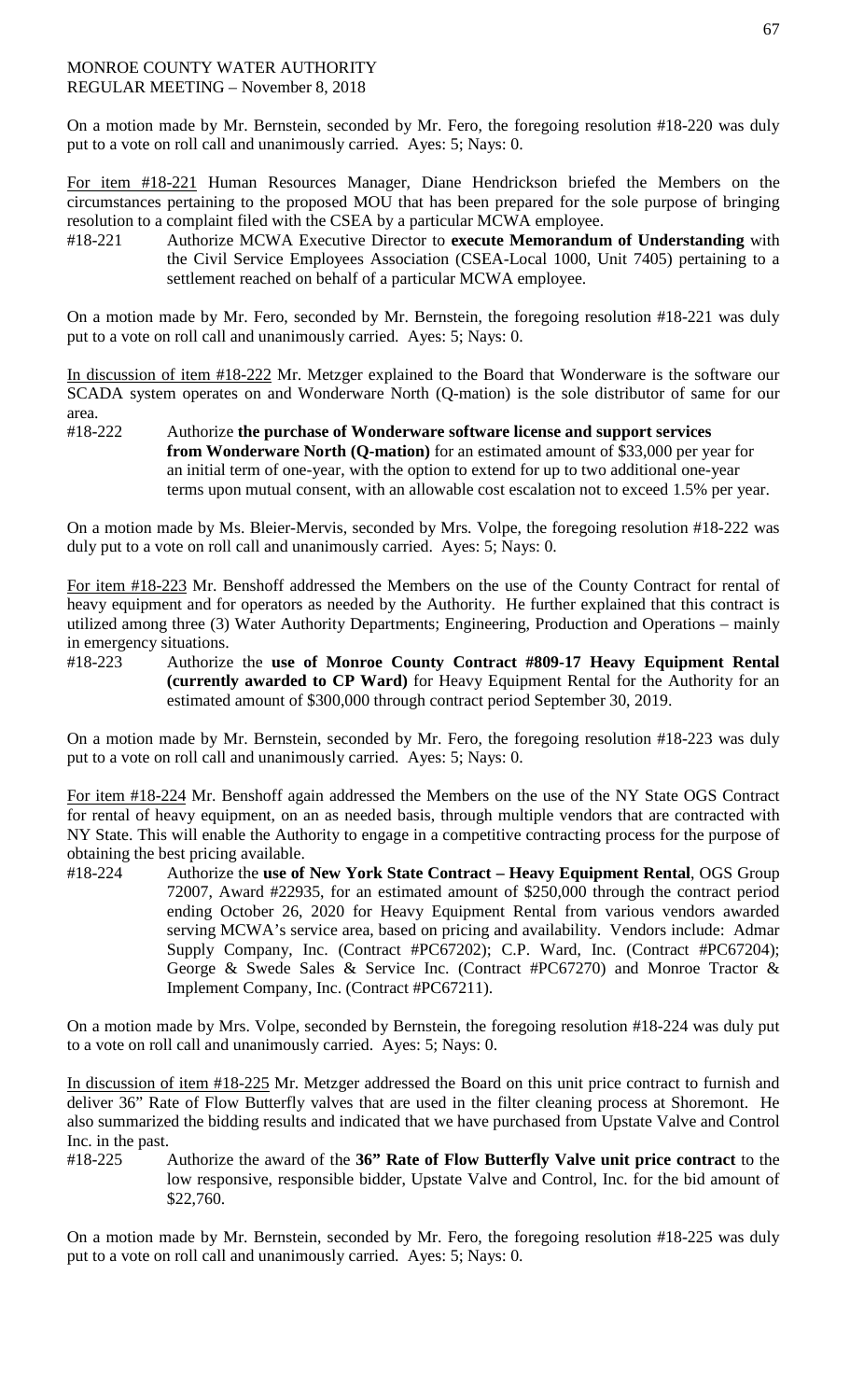On a motion made by Mr. Bernstein, seconded by Mr. Fero, the foregoing resolution #18-220 was duly put to a vote on roll call and unanimously carried. Ayes: 5; Nays: 0.

For item #18-221 Human Resources Manager, Diane Hendrickson briefed the Members on the circumstances pertaining to the proposed MOU that has been prepared for the sole purpose of bringing resolution to a complaint filed with the CSEA by a particular MCWA employee.

#18-221 Authorize MCWA Executive Director to **execute Memorandum of Understanding** with the Civil Service Employees Association (CSEA-Local 1000, Unit 7405) pertaining to a settlement reached on behalf of a particular MCWA employee.

On a motion made by Mr. Fero, seconded by Mr. Bernstein, the foregoing resolution #18-221 was duly put to a vote on roll call and unanimously carried. Ayes: 5; Nays: 0.

In discussion of item #18-222 Mr. Metzger explained to the Board that Wonderware is the software our SCADA system operates on and Wonderware North (Q-mation) is the sole distributor of same for our area.

#18-222 Authorize **the purchase of Wonderware software license and support services from Wonderware North (Q-mation)** for an estimated amount of $33,000 per year for an initial term of one-year, with the option to extend for up to two additional one-year terms upon mutual consent, with an allowable cost escalation not to exceed 1.5% per year.

On a motion made by Ms. Bleier-Mervis, seconded by Mrs. Volpe, the foregoing resolution #18-222 was duly put to a vote on roll call and unanimously carried. Ayes: 5; Nays: 0.

For item #18-223 Mr. Benshoff addressed the Members on the use of the County Contract for rental of heavy equipment and for operators as needed by the Authority. He further explained that this contract is utilized among three (3) Water Authority Departments; Engineering, Production and Operations – mainly in emergency situations.

#18-223 Authorize the **use of Monroe County Contract #809-17 Heavy Equipment Rental (currently awarded to CP Ward)** for Heavy Equipment Rental for the Authority for an estimated amount of $300,000 through contract period September 30, 2019.

On a motion made by Mr. Bernstein, seconded by Mr. Fero, the foregoing resolution #18-223 was duly put to a vote on roll call and unanimously carried. Ayes: 5; Nays: 0.

For item #18-224 Mr. Benshoff again addressed the Members on the use of the NY State OGS Contract for rental of heavy equipment, on an as needed basis, through multiple vendors that are contracted with NY State. This will enable the Authority to engage in a competitive contracting process for the purpose of obtaining the best pricing available.

#18-224 Authorize the **use of New York State Contract – Heavy Equipment Rental**, OGS Group 72007, Award #22935, for an estimated amount of $250,000 through the contract period ending October 26, 2020 for Heavy Equipment Rental from various vendors awarded serving MCWA's service area, based on pricing and availability. Vendors include: Admar Supply Company, Inc. (Contract #PC67202); C.P. Ward, Inc. (Contract #PC67204); George & Swede Sales & Service Inc. (Contract #PC67270) and Monroe Tractor & Implement Company, Inc. (Contract #PC67211).

On a motion made by Mrs. Volpe, seconded by Bernstein, the foregoing resolution #18-224 was duly put to a vote on roll call and unanimously carried. Ayes: 5; Nays: 0.

In discussion of item #18-225 Mr. Metzger addressed the Board on this unit price contract to furnish and deliver 36" Rate of Flow Butterfly valves that are used in the filter cleaning process at Shoremont. He also summarized the bidding results and indicated that we have purchased from Upstate Valve and Control Inc. in the past.

#18-225 Authorize the award of the **36" Rate of Flow Butterfly Valve unit price contract** to the low responsive, responsible bidder, Upstate Valve and Control, Inc. for the bid amount of $22,760.

On a motion made by Mr. Bernstein, seconded by Mr. Fero, the foregoing resolution #18-225 was duly put to a vote on roll call and unanimously carried. Ayes: 5; Nays: 0.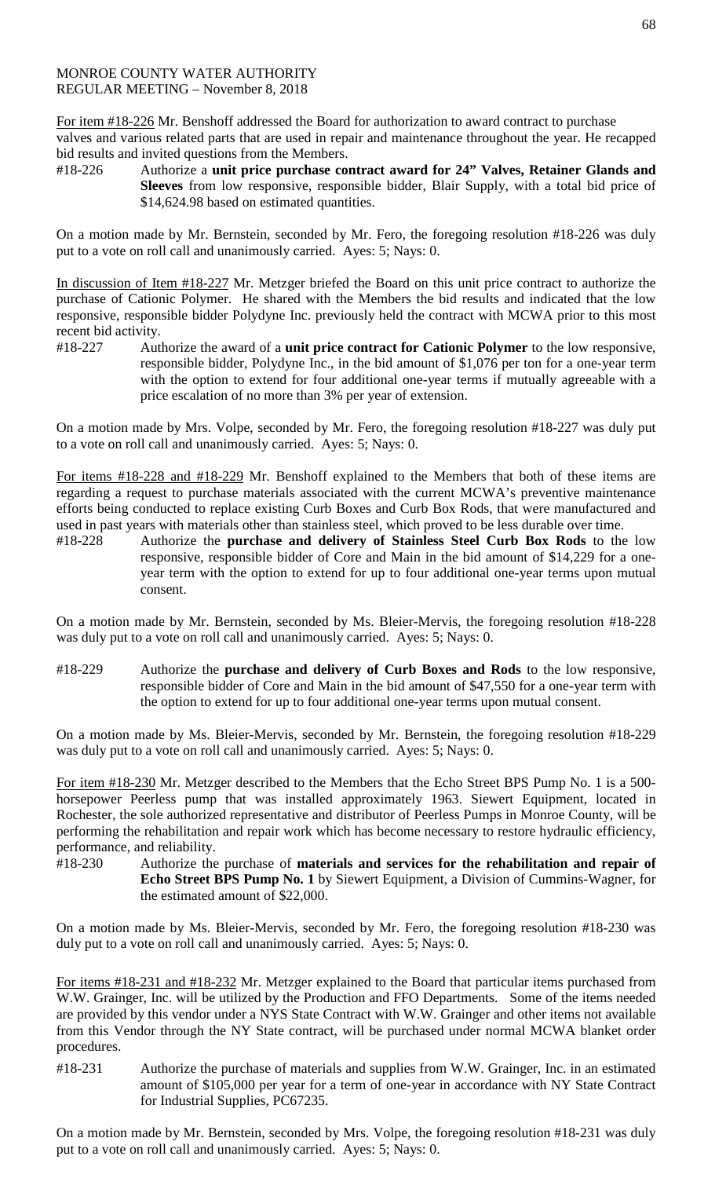MONROE COUNTY WATER AUTHORITY
REGULAR MEETING – November 8, 2018

For item #18-226 Mr. Benshoff addressed the Board for authorization to award contract to purchase valves and various related parts that are used in repair and maintenance throughout the year. He recapped bid results and invited questions from the Members.

#18-226 Authorize a **unit price purchase contract award for 24" Valves, Retainer Glands and Sleeves** from low responsive, responsible bidder, Blair Supply, with a total bid price of $14,624.98 based on estimated quantities.

On a motion made by Mr. Bernstein, seconded by Mr. Fero, the foregoing resolution #18-226 was duly put to a vote on roll call and unanimously carried. Ayes: 5; Nays: 0.

In discussion of Item #18-227 Mr. Metzger briefed the Board on this unit price contract to authorize the purchase of Cationic Polymer. He shared with the Members the bid results and indicated that the low responsive, responsible bidder Polydyne Inc. previously held the contract with MCWA prior to this most recent bid activity.

#18-227 Authorize the award of a **unit price contract for Cationic Polymer** to the low responsive, responsible bidder, Polydyne Inc., in the bid amount of $1,076 per ton for a one-year term with the option to extend for four additional one-year terms if mutually agreeable with a price escalation of no more than 3% per year of extension.

On a motion made by Mrs. Volpe, seconded by Mr. Fero, the foregoing resolution #18-227 was duly put to a vote on roll call and unanimously carried. Ayes: 5; Nays: 0.

For items #18-228 and #18-229 Mr. Benshoff explained to the Members that both of these items are regarding a request to purchase materials associated with the current MCWA's preventive maintenance efforts being conducted to replace existing Curb Boxes and Curb Box Rods, that were manufactured and used in past years with materials other than stainless steel, which proved to be less durable over time.

#18-228 Authorize the **purchase and delivery of Stainless Steel Curb Box Rods** to the low responsive, responsible bidder of Core and Main in the bid amount of $14,229 for a one-year term with the option to extend for up to four additional one-year terms upon mutual consent.

On a motion made by Mr. Bernstein, seconded by Ms. Bleier-Mervis, the foregoing resolution #18-228 was duly put to a vote on roll call and unanimously carried. Ayes: 5; Nays: 0.

#18-229 Authorize the **purchase and delivery of Curb Boxes and Rods** to the low responsive, responsible bidder of Core and Main in the bid amount of $47,550 for a one-year term with the option to extend for up to four additional one-year terms upon mutual consent.

On a motion made by Ms. Bleier-Mervis, seconded by Mr. Bernstein, the foregoing resolution #18-229 was duly put to a vote on roll call and unanimously carried. Ayes: 5; Nays: 0.

For item #18-230 Mr. Metzger described to the Members that the Echo Street BPS Pump No. 1 is a 500-horsepower Peerless pump that was installed approximately 1963. Siewert Equipment, located in Rochester, the sole authorized representative and distributor of Peerless Pumps in Monroe County, will be performing the rehabilitation and repair work which has become necessary to restore hydraulic efficiency, performance, and reliability.

#18-230 Authorize the purchase of **materials and services for the rehabilitation and repair of Echo Street BPS Pump No. 1** by Siewert Equipment, a Division of Cummins-Wagner, for the estimated amount of $22,000.

On a motion made by Ms. Bleier-Mervis, seconded by Mr. Fero, the foregoing resolution #18-230 was duly put to a vote on roll call and unanimously carried. Ayes: 5; Nays: 0.

For items #18-231 and #18-232 Mr. Metzger explained to the Board that particular items purchased from W.W. Grainger, Inc. will be utilized by the Production and FFO Departments. Some of the items needed are provided by this vendor under a NYS State Contract with W.W. Grainger and other items not available from this Vendor through the NY State contract, will be purchased under normal MCWA blanket order procedures.

#18-231 Authorize the purchase of materials and supplies from W.W. Grainger, Inc. in an estimated amount of $105,000 per year for a term of one-year in accordance with NY State Contract for Industrial Supplies, PC67235.

On a motion made by Mr. Bernstein, seconded by Mrs. Volpe, the foregoing resolution #18-231 was duly put to a vote on roll call and unanimously carried. Ayes: 5; Nays: 0.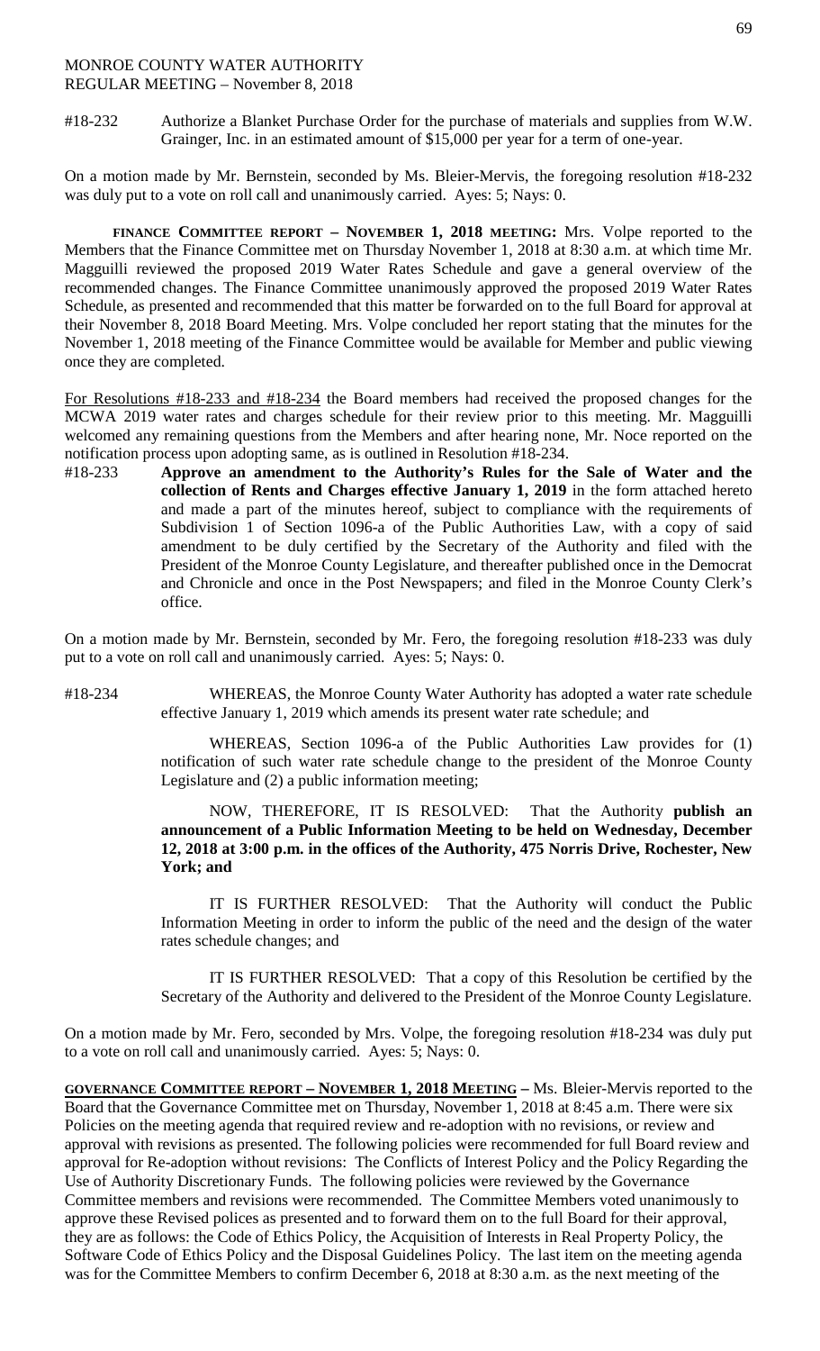#18-232 Authorize a Blanket Purchase Order for the purchase of materials and supplies from W.W. Grainger, Inc. in an estimated amount of $15,000 per year for a term of one-year.

On a motion made by Mr. Bernstein, seconded by Ms. Bleier-Mervis, the foregoing resolution #18-232 was duly put to a vote on roll call and unanimously carried. Ayes: 5; Nays: 0.

**FINANCE COMMITTEE REPORT – NOVEMBER 1, 2018 MEETING:** Mrs. Volpe reported to the Members that the Finance Committee met on Thursday November 1, 2018 at 8:30 a.m. at which time Mr. Magguilli reviewed the proposed 2019 Water Rates Schedule and gave a general overview of the recommended changes. The Finance Committee unanimously approved the proposed 2019 Water Rates Schedule, as presented and recommended that this matter be forwarded on to the full Board for approval at their November 8, 2018 Board Meeting. Mrs. Volpe concluded her report stating that the minutes for the November 1, 2018 meeting of the Finance Committee would be available for Member and public viewing once they are completed.

For Resolutions #18-233 and #18-234 the Board members had received the proposed changes for the MCWA 2019 water rates and charges schedule for their review prior to this meeting. Mr. Magguilli welcomed any remaining questions from the Members and after hearing none, Mr. Noce reported on the notification process upon adopting same, as is outlined in Resolution #18-234.

#18-233 **Approve an amendment to the Authority's Rules for the Sale of Water and the collection of Rents and Charges effective January 1, 2019** in the form attached hereto and made a part of the minutes hereof, subject to compliance with the requirements of Subdivision 1 of Section 1096-a of the Public Authorities Law, with a copy of said amendment to be duly certified by the Secretary of the Authority and filed with the President of the Monroe County Legislature, and thereafter published once in the Democrat and Chronicle and once in the Post Newspapers; and filed in the Monroe County Clerk's office.

On a motion made by Mr. Bernstein, seconded by Mr. Fero, the foregoing resolution #18-233 was duly put to a vote on roll call and unanimously carried. Ayes: 5; Nays: 0.

#18-234 WHEREAS, the Monroe County Water Authority has adopted a water rate schedule effective January 1, 2019 which amends its present water rate schedule; and

WHEREAS, Section 1096-a of the Public Authorities Law provides for (1) notification of such water rate schedule change to the president of the Monroe County Legislature and (2) a public information meeting;

NOW, THEREFORE, IT IS RESOLVED: That the Authority **publish an announcement of a Public Information Meeting to be held on Wednesday, December 12, 2018 at 3:00 p.m. in the offices of the Authority, 475 Norris Drive, Rochester, New York; and**

IT IS FURTHER RESOLVED: That the Authority will conduct the Public Information Meeting in order to inform the public of the need and the design of the water rates schedule changes; and

IT IS FURTHER RESOLVED: That a copy of this Resolution be certified by the Secretary of the Authority and delivered to the President of the Monroe County Legislature.

On a motion made by Mr. Fero, seconded by Mrs. Volpe, the foregoing resolution #18-234 was duly put to a vote on roll call and unanimously carried. Ayes: 5; Nays: 0.

**GOVERNANCE COMMITTEE REPORT – NOVEMBER 1, 2018 MEETING –** Ms. Bleier-Mervis reported to the Board that the Governance Committee met on Thursday, November 1, 2018 at 8:45 a.m. There were six Policies on the meeting agenda that required review and re-adoption with no revisions, or review and approval with revisions as presented. The following policies were recommended for full Board review and approval for Re-adoption without revisions: The Conflicts of Interest Policy and the Policy Regarding the Use of Authority Discretionary Funds. The following policies were reviewed by the Governance Committee members and revisions were recommended. The Committee Members voted unanimously to approve these Revised polices as presented and to forward them on to the full Board for their approval, they are as follows: the Code of Ethics Policy, the Acquisition of Interests in Real Property Policy, the Software Code of Ethics Policy and the Disposal Guidelines Policy. The last item on the meeting agenda was for the Committee Members to confirm December 6, 2018 at 8:30 a.m. as the next meeting of the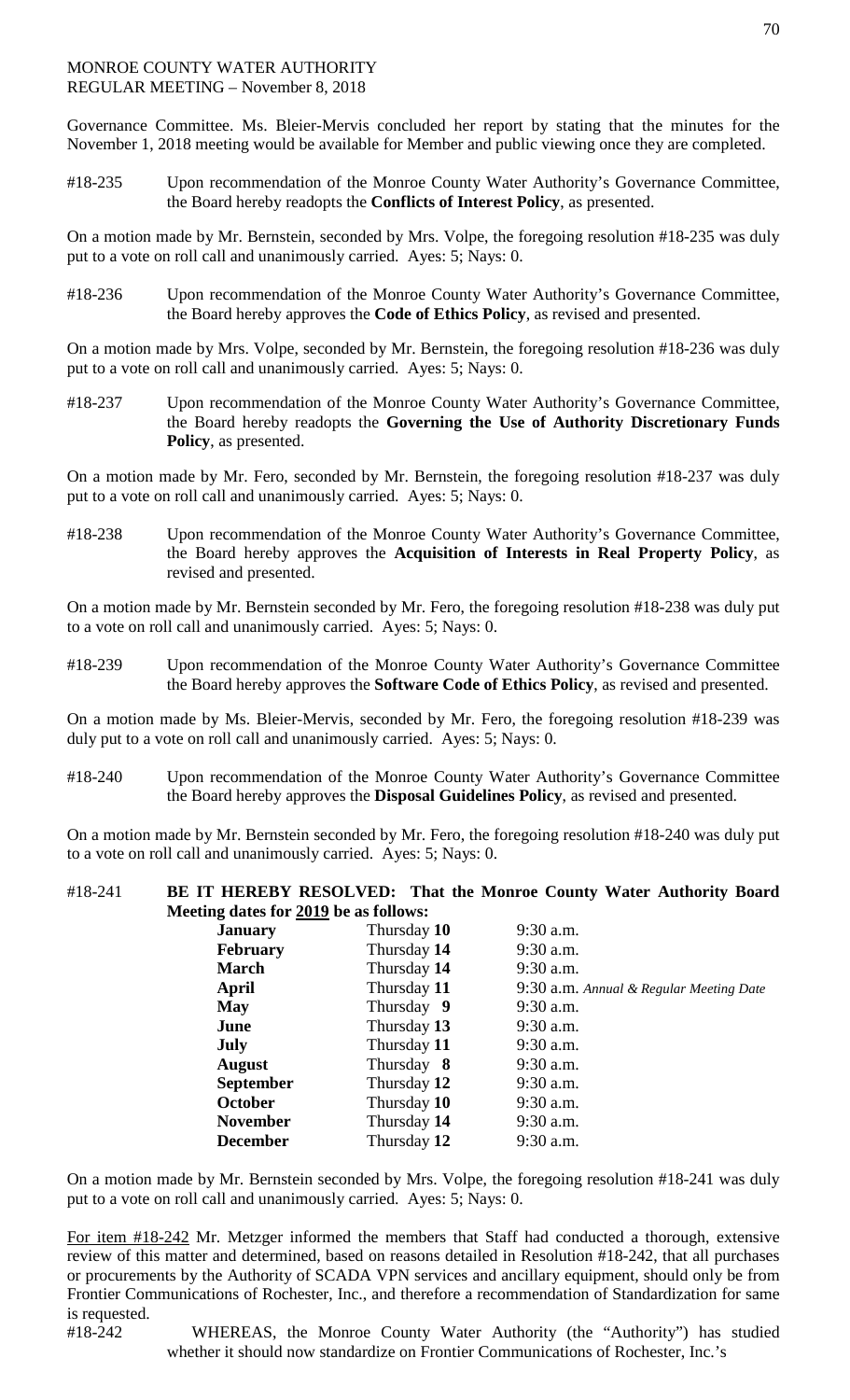Governance Committee. Ms. Bleier-Mervis concluded her report by stating that the minutes for the November 1, 2018 meeting would be available for Member and public viewing once they are completed.

#18-235 Upon recommendation of the Monroe County Water Authority's Governance Committee, the Board hereby readopts the **Conflicts of Interest Policy**, as presented.

On a motion made by Mr. Bernstein, seconded by Mrs. Volpe, the foregoing resolution #18-235 was duly put to a vote on roll call and unanimously carried. Ayes: 5; Nays: 0.

#18-236 Upon recommendation of the Monroe County Water Authority's Governance Committee, the Board hereby approves the **Code of Ethics Policy**, as revised and presented.

On a motion made by Mrs. Volpe, seconded by Mr. Bernstein, the foregoing resolution #18-236 was duly put to a vote on roll call and unanimously carried. Ayes: 5; Nays: 0.

#18-237 Upon recommendation of the Monroe County Water Authority's Governance Committee, the Board hereby readopts the **Governing the Use of Authority Discretionary Funds Policy**, as presented.

On a motion made by Mr. Fero, seconded by Mr. Bernstein, the foregoing resolution #18-237 was duly put to a vote on roll call and unanimously carried. Ayes: 5; Nays: 0.

#18-238 Upon recommendation of the Monroe County Water Authority's Governance Committee, the Board hereby approves the **Acquisition of Interests in Real Property Policy**, as revised and presented.

On a motion made by Mr. Bernstein seconded by Mr. Fero, the foregoing resolution #18-238 was duly put to a vote on roll call and unanimously carried. Ayes: 5; Nays: 0.

#18-239 Upon recommendation of the Monroe County Water Authority's Governance Committee the Board hereby approves the **Software Code of Ethics Policy**, as revised and presented.

On a motion made by Ms. Bleier-Mervis, seconded by Mr. Fero, the foregoing resolution #18-239 was duly put to a vote on roll call and unanimously carried. Ayes: 5; Nays: 0.

#18-240 Upon recommendation of the Monroe County Water Authority's Governance Committee the Board hereby approves the **Disposal Guidelines Policy**, as revised and presented.

On a motion made by Mr. Bernstein seconded by Mr. Fero, the foregoing resolution #18-240 was duly put to a vote on roll call and unanimously carried. Ayes: 5; Nays: 0.

#18-241 **BE IT HEREBY RESOLVED: That the Monroe County Water Authority Board Meeting dates for 2019 be as follows:**

| | | |
|---|---|---|
| **January** | Thursday **10** | 9:30 a.m. |
| **February** | Thursday **14** | 9:30 a.m. |
| **March** | Thursday **14** | 9:30 a.m. |
| **April** | Thursday **11** | 9:30 a.m. *Annual & Regular Meeting Date* |
| **May** | Thursday **9** | 9:30 a.m. |
| **June** | Thursday **13** | 9:30 a.m. |
| **July** | Thursday **11** | 9:30 a.m. |
| **August** | Thursday **8** | 9:30 a.m. |
| **September** | Thursday **12** | 9:30 a.m. |
| **October** | Thursday **10** | 9:30 a.m. |
| **November** | Thursday **14** | 9:30 a.m. |
| **December** | Thursday **12** | 9:30 a.m. |

On a motion made by Mr. Bernstein seconded by Mrs. Volpe, the foregoing resolution #18-241 was duly put to a vote on roll call and unanimously carried. Ayes: 5; Nays: 0.

For item #18-242 Mr. Metzger informed the members that Staff had conducted a thorough, extensive review of this matter and determined, based on reasons detailed in Resolution #18-242, that all purchases or procurements by the Authority of SCADA VPN services and ancillary equipment, should only be from Frontier Communications of Rochester, Inc., and therefore a recommendation of Standardization for same is requested.

#18-242 WHEREAS, the Monroe County Water Authority (the "Authority") has studied whether it should now standardize on Frontier Communications of Rochester, Inc.'s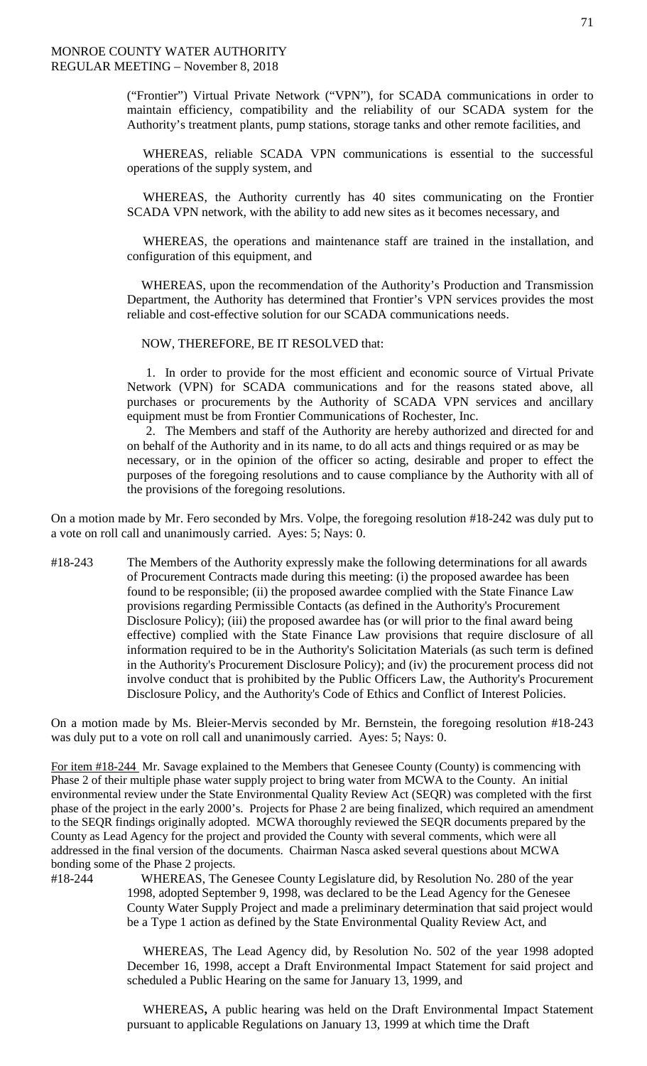("Frontier") Virtual Private Network ("VPN"), for SCADA communications in order to maintain efficiency, compatibility and the reliability of our SCADA system for the Authority's treatment plants, pump stations, storage tanks and other remote facilities, and

WHEREAS, reliable SCADA VPN communications is essential to the successful operations of the supply system, and

WHEREAS, the Authority currently has 40 sites communicating on the Frontier SCADA VPN network, with the ability to add new sites as it becomes necessary, and

WHEREAS, the operations and maintenance staff are trained in the installation, and configuration of this equipment, and

WHEREAS, upon the recommendation of the Authority's Production and Transmission Department, the Authority has determined that Frontier's VPN services provides the most reliable and cost-effective solution for our SCADA communications needs.

NOW, THEREFORE, BE IT RESOLVED that:

1. In order to provide for the most efficient and economic source of Virtual Private Network (VPN) for SCADA communications and for the reasons stated above, all purchases or procurements by the Authority of SCADA VPN services and ancillary equipment must be from Frontier Communications of Rochester, Inc.
2. The Members and staff of the Authority are hereby authorized and directed for and on behalf of the Authority and in its name, to do all acts and things required or as may be necessary, or in the opinion of the officer so acting, desirable and proper to effect the purposes of the foregoing resolutions and to cause compliance by the Authority with all of the provisions of the foregoing resolutions.

On a motion made by Mr. Fero seconded by Mrs. Volpe, the foregoing resolution #18-242 was duly put to a vote on roll call and unanimously carried. Ayes: 5; Nays: 0.

#18-243 The Members of the Authority expressly make the following determinations for all awards of Procurement Contracts made during this meeting: (i) the proposed awardee has been found to be responsible; (ii) the proposed awardee complied with the State Finance Law provisions regarding Permissible Contacts (as defined in the Authority's Procurement Disclosure Policy); (iii) the proposed awardee has (or will prior to the final award being effective) complied with the State Finance Law provisions that require disclosure of all information required to be in the Authority's Solicitation Materials (as such term is defined in the Authority's Procurement Disclosure Policy); and (iv) the procurement process did not involve conduct that is prohibited by the Public Officers Law, the Authority's Procurement Disclosure Policy, and the Authority's Code of Ethics and Conflict of Interest Policies.

On a motion made by Ms. Bleier-Mervis seconded by Mr. Bernstein, the foregoing resolution #18-243 was duly put to a vote on roll call and unanimously carried. Ayes: 5; Nays: 0.

For item #18-244 Mr. Savage explained to the Members that Genesee County (County) is commencing with Phase 2 of their multiple phase water supply project to bring water from MCWA to the County. An initial environmental review under the State Environmental Quality Review Act (SEQR) was completed with the first phase of the project in the early 2000's. Projects for Phase 2 are being finalized, which required an amendment to the SEQR findings originally adopted. MCWA thoroughly reviewed the SEQR documents prepared by the County as Lead Agency for the project and provided the County with several comments, which were all addressed in the final version of the documents. Chairman Nasca asked several questions about MCWA bonding some of the Phase 2 projects.

#18-244 WHEREAS, The Genesee County Legislature did, by Resolution No. 280 of the year 1998, adopted September 9, 1998, was declared to be the Lead Agency for the Genesee County Water Supply Project and made a preliminary determination that said project would be a Type 1 action as defined by the State Environmental Quality Review Act, and

WHEREAS, The Lead Agency did, by Resolution No. 502 of the year 1998 adopted December 16, 1998, accept a Draft Environmental Impact Statement for said project and scheduled a Public Hearing on the same for January 13, 1999, and

WHEREAS, A public hearing was held on the Draft Environmental Impact Statement pursuant to applicable Regulations on January 13, 1999 at which time the Draft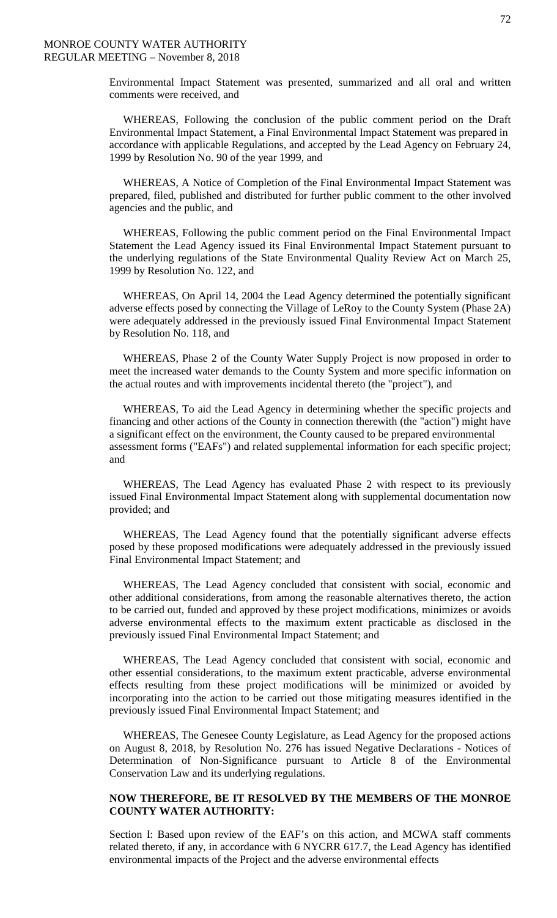Environmental Impact Statement was presented, summarized and all oral and written comments were received, and

WHEREAS, Following the conclusion of the public comment period on the Draft Environmental Impact Statement, a Final Environmental Impact Statement was prepared in accordance with applicable Regulations, and accepted by the Lead Agency on February 24, 1999 by Resolution No. 90 of the year 1999, and

WHEREAS, A Notice of Completion of the Final Environmental Impact Statement was prepared, filed, published and distributed for further public comment to the other involved agencies and the public, and

WHEREAS, Following the public comment period on the Final Environmental Impact Statement the Lead Agency issued its Final Environmental Impact Statement pursuant to the underlying regulations of the State Environmental Quality Review Act on March 25, 1999 by Resolution No. 122, and

WHEREAS, On April 14, 2004 the Lead Agency determined the potentially significant adverse effects posed by connecting the Village of LeRoy to the County System (Phase 2A) were adequately addressed in the previously issued Final Environmental Impact Statement by Resolution No. 118, and

WHEREAS, Phase 2 of the County Water Supply Project is now proposed in order to meet the increased water demands to the County System and more specific information on the actual routes and with improvements incidental thereto (the "project"), and

WHEREAS, To aid the Lead Agency in determining whether the specific projects and financing and other actions of the County in connection therewith (the "action") might have a significant effect on the environment, the County caused to be prepared environmental assessment forms ("EAFs") and related supplemental information for each specific project; and

WHEREAS, The Lead Agency has evaluated Phase 2 with respect to its previously issued Final Environmental Impact Statement along with supplemental documentation now provided; and

WHEREAS, The Lead Agency found that the potentially significant adverse effects posed by these proposed modifications were adequately addressed in the previously issued Final Environmental Impact Statement; and

WHEREAS, The Lead Agency concluded that consistent with social, economic and other additional considerations, from among the reasonable alternatives thereto, the action to be carried out, funded and approved by these project modifications, minimizes or avoids adverse environmental effects to the maximum extent practicable as disclosed in the previously issued Final Environmental Impact Statement; and

WHEREAS, The Lead Agency concluded that consistent with social, economic and other essential considerations, to the maximum extent practicable, adverse environmental effects resulting from these project modifications will be minimized or avoided by incorporating into the action to be carried out those mitigating measures identified in the previously issued Final Environmental Impact Statement; and

WHEREAS, The Genesee County Legislature, as Lead Agency for the proposed actions on August 8, 2018, by Resolution No. 276 has issued Negative Declarations - Notices of Determination of Non-Significance pursuant to Article 8 of the Environmental Conservation Law and its underlying regulations.

**NOW THEREFORE, BE IT RESOLVED BY THE MEMBERS OF THE MONROE COUNTY WATER AUTHORITY:**

Section I: Based upon review of the EAF's on this action, and MCWA staff comments related thereto, if any, in accordance with 6 NYCRR 617.7, the Lead Agency has identified environmental impacts of the Project and the adverse environmental effects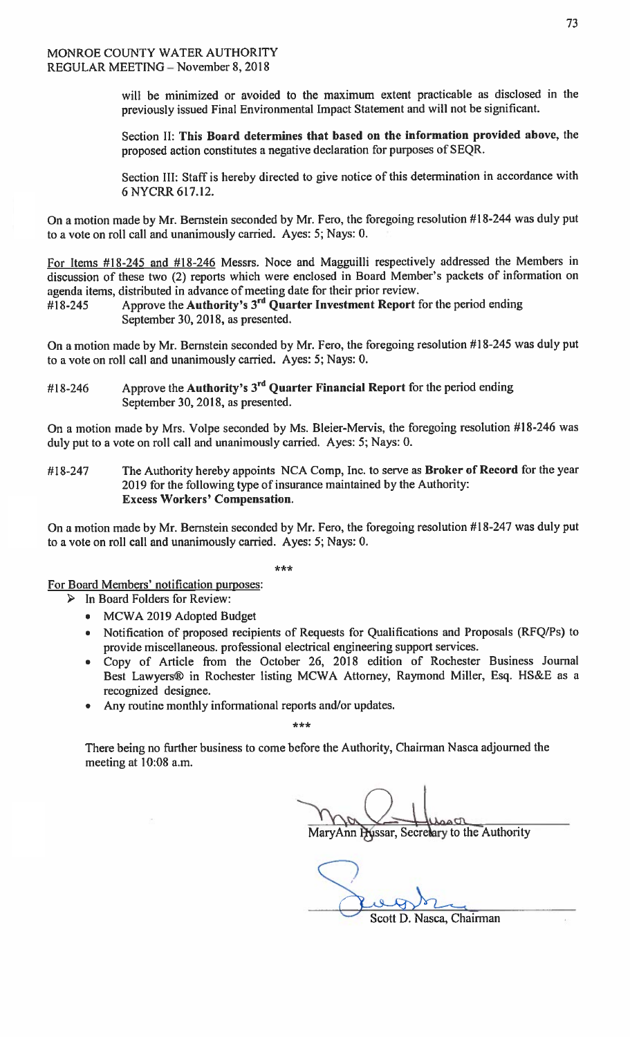MONROE COUNTY WATER AUTHORITY
REGULAR MEETING – November 8, 2018

will be minimized or avoided to the maximum extent practicable as disclosed in the previously issued Final Environmental Impact Statement and will not be significant.

Section II: **This Board determines that based on the information provided above**, the proposed action constitutes a negative declaration for purposes of SEQR.

Section III: Staff is hereby directed to give notice of this determination in accordance with 6 NYCRR 617.12.

On a motion made by Mr. Bernstein seconded by Mr. Fero, the foregoing resolution #18-244 was duly put to a vote on roll call and unanimously carried. Ayes: 5; Nays: 0.

For Items #18-245 and #18-246 Messrs. Noce and Magguilli respectively addressed the Members in discussion of these two (2) reports which were enclosed in Board Member's packets of information on agenda items, distributed in advance of meeting date for their prior review.

#18-245 Approve the **Authority's 3rd Quarter Investment Report** for the period ending September 30, 2018, as presented.

On a motion made by Mr. Bernstein seconded by Mr. Fero, the foregoing resolution #18-245 was duly put to a vote on roll call and unanimously carried. Ayes: 5; Nays: 0.

#18-246 Approve the **Authority's 3rd Quarter Financial Report** for the period ending September 30, 2018, as presented.

On a motion made by Mrs. Volpe seconded by Ms. Bleier-Mervis, the foregoing resolution #18-246 was duly put to a vote on roll call and unanimously carried. Ayes: 5; Nays: 0.

#18-247 The Authority hereby appoints NCA Comp, Inc. to serve as **Broker of Record** for the year 2019 for the following type of insurance maintained by the Authority:
**Excess Workers' Compensation.**

On a motion made by Mr. Bernstein seconded by Mr. Fero, the foregoing resolution #18-247 was duly put to a vote on roll call and unanimously carried. Ayes: 5; Nays: 0.

***

For Board Members' notification purposes:

- In Board Folders for Review:
  - MCWA 2019 Adopted Budget
  - Notification of proposed recipients of Requests for Qualifications and Proposals (RFQ/Ps) to provide miscellaneous. professional electrical engineering support services.
  - Copy of Article from the October 26, 2018 edition of Rochester Business Journal Best Lawyers® in Rochester listing MCWA Attorney, Raymond Miller, Esq. HS&E as a recognized designee.
  - Any routine monthly informational reports and/or updates.

***

There being no further business to come before the Authority, Chairman Nasca adjourned the meeting at 10:08 a.m.

MaryAnn Hussar, Secretary to the Authority

Scott D. Nasca, Chairman